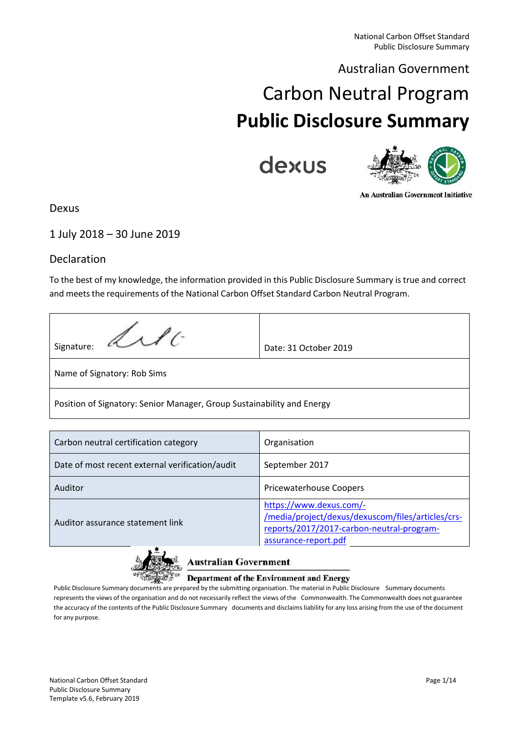Australian Government

# Carbon Neutral Program

# Public Disclosure Summary

dexus

An Australian Government Initiative

Dexus

1 July 2018 – 30 June 2019

## Declaration

To the best of my knowledge, the information provided in this Public Disclosure Summary is true and correct and meets the requirements of the National Carbon Offset Standard Carbon Neutral Program.

| Signature: | Date: 31 October 2019 |
|---|---|
| Name of Signatory: Rob Sims | |
| Position of Signatory: Senior Manager, Group Sustainability and Energy | |

| Carbon neutral certification category | Organisation |
|---|---|
| Date of most recent external verification/audit | September 2017 |
| Auditor | Pricewaterhouse Coopers |
| Auditor assurance statement link | https://www.dexus.com/-/media/project/dexus/dexuscom/files/articles/crs-reports/2017/2017-carbon-neutral-program-assurance-report.pdf |

Australian Government
Department of the Environment and Energy

Public Disclosure Summary documents are prepared by the submitting organisation. The material in Public Disclosure Summary documents represents the views of the organisation and do not necessarily reflect the views of the Commonwealth. The Commonwealth does not guarantee the accuracy of the contents of the Public Disclosure Summary documents and disclaims liability for any loss arising from the use of the document for any purpose.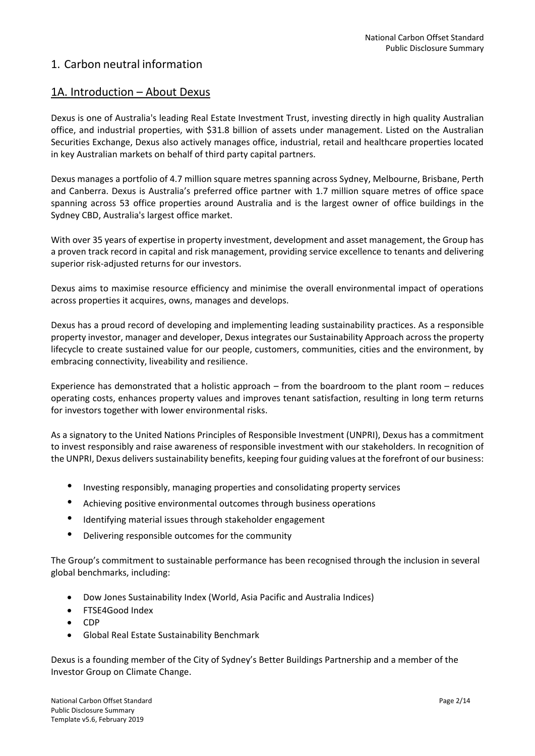# 1. Carbon neutral information

## 1A. Introduction – About Dexus

Dexus is one of Australia's leading Real Estate Investment Trust, investing directly in high quality Australian office, and industrial properties, with $31.8 billion of assets under management. Listed on the Australian Securities Exchange, Dexus also actively manages office, industrial, retail and healthcare properties located in key Australian markets on behalf of third party capital partners.

Dexus manages a portfolio of 4.7 million square metres spanning across Sydney, Melbourne, Brisbane, Perth and Canberra. Dexus is Australia's preferred office partner with 1.7 million square metres of office space spanning across 53 office properties around Australia and is the largest owner of office buildings in the Sydney CBD, Australia's largest office market.

With over 35 years of expertise in property investment, development and asset management, the Group has a proven track record in capital and risk management, providing service excellence to tenants and delivering superior risk-adjusted returns for our investors.

Dexus aims to maximise resource efficiency and minimise the overall environmental impact of operations across properties it acquires, owns, manages and develops.

Dexus has a proud record of developing and implementing leading sustainability practices. As a responsible property investor, manager and developer, Dexus integrates our Sustainability Approach across the property lifecycle to create sustained value for our people, customers, communities, cities and the environment, by embracing connectivity, liveability and resilience.

Experience has demonstrated that a holistic approach – from the boardroom to the plant room – reduces operating costs, enhances property values and improves tenant satisfaction, resulting in long term returns for investors together with lower environmental risks.

As a signatory to the United Nations Principles of Responsible Investment (UNPRI), Dexus has a commitment to invest responsibly and raise awareness of responsible investment with our stakeholders. In recognition of the UNPRI, Dexus delivers sustainability benefits, keeping four guiding values at the forefront of our business:

- Investing responsibly, managing properties and consolidating property services
- Achieving positive environmental outcomes through business operations
- Identifying material issues through stakeholder engagement
- Delivering responsible outcomes for the community

The Group's commitment to sustainable performance has been recognised through the inclusion in several global benchmarks, including:

- Dow Jones Sustainability Index (World, Asia Pacific and Australia Indices)
- FTSE4Good Index
- CDP
- Global Real Estate Sustainability Benchmark

Dexus is a founding member of the City of Sydney's Better Buildings Partnership and a member of the Investor Group on Climate Change.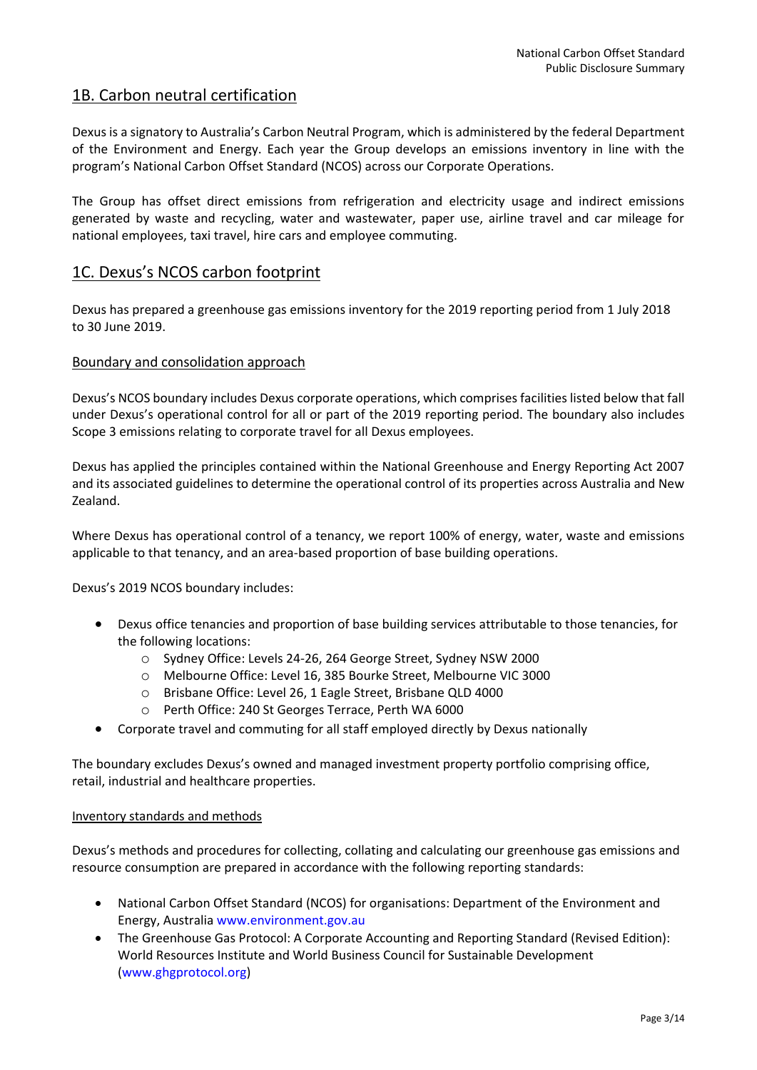## 1B. Carbon neutral certification

Dexus is a signatory to Australia's Carbon Neutral Program, which is administered by the federal Department of the Environment and Energy. Each year the Group develops an emissions inventory in line with the program's National Carbon Offset Standard (NCOS) across our Corporate Operations.

The Group has offset direct emissions from refrigeration and electricity usage and indirect emissions generated by waste and recycling, water and wastewater, paper use, airline travel and car mileage for national employees, taxi travel, hire cars and employee commuting.

## 1C. Dexus's NCOS carbon footprint

Dexus has prepared a greenhouse gas emissions inventory for the 2019 reporting period from 1 July 2018 to 30 June 2019.

### Boundary and consolidation approach

Dexus's NCOS boundary includes Dexus corporate operations, which comprises facilities listed below that fall under Dexus's operational control for all or part of the 2019 reporting period. The boundary also includes Scope 3 emissions relating to corporate travel for all Dexus employees.

Dexus has applied the principles contained within the National Greenhouse and Energy Reporting Act 2007 and its associated guidelines to determine the operational control of its properties across Australia and New Zealand.

Where Dexus has operational control of a tenancy, we report 100% of energy, water, waste and emissions applicable to that tenancy, and an area-based proportion of base building operations.

Dexus's 2019 NCOS boundary includes:

- Dexus office tenancies and proportion of base building services attributable to those tenancies, for the following locations:
  - Sydney Office: Levels 24-26, 264 George Street, Sydney NSW 2000
  - Melbourne Office: Level 16, 385 Bourke Street, Melbourne VIC 3000
  - Brisbane Office: Level 26, 1 Eagle Street, Brisbane QLD 4000
  - Perth Office: 240 St Georges Terrace, Perth WA 6000
- Corporate travel and commuting for all staff employed directly by Dexus nationally

The boundary excludes Dexus's owned and managed investment property portfolio comprising office, retail, industrial and healthcare properties.

#### Inventory standards and methods

Dexus's methods and procedures for collecting, collating and calculating our greenhouse gas emissions and resource consumption are prepared in accordance with the following reporting standards:

- National Carbon Offset Standard (NCOS) for organisations: Department of the Environment and Energy, Australia www.environment.gov.au
- The Greenhouse Gas Protocol: A Corporate Accounting and Reporting Standard (Revised Edition): World Resources Institute and World Business Council for Sustainable Development (www.ghgprotocol.org)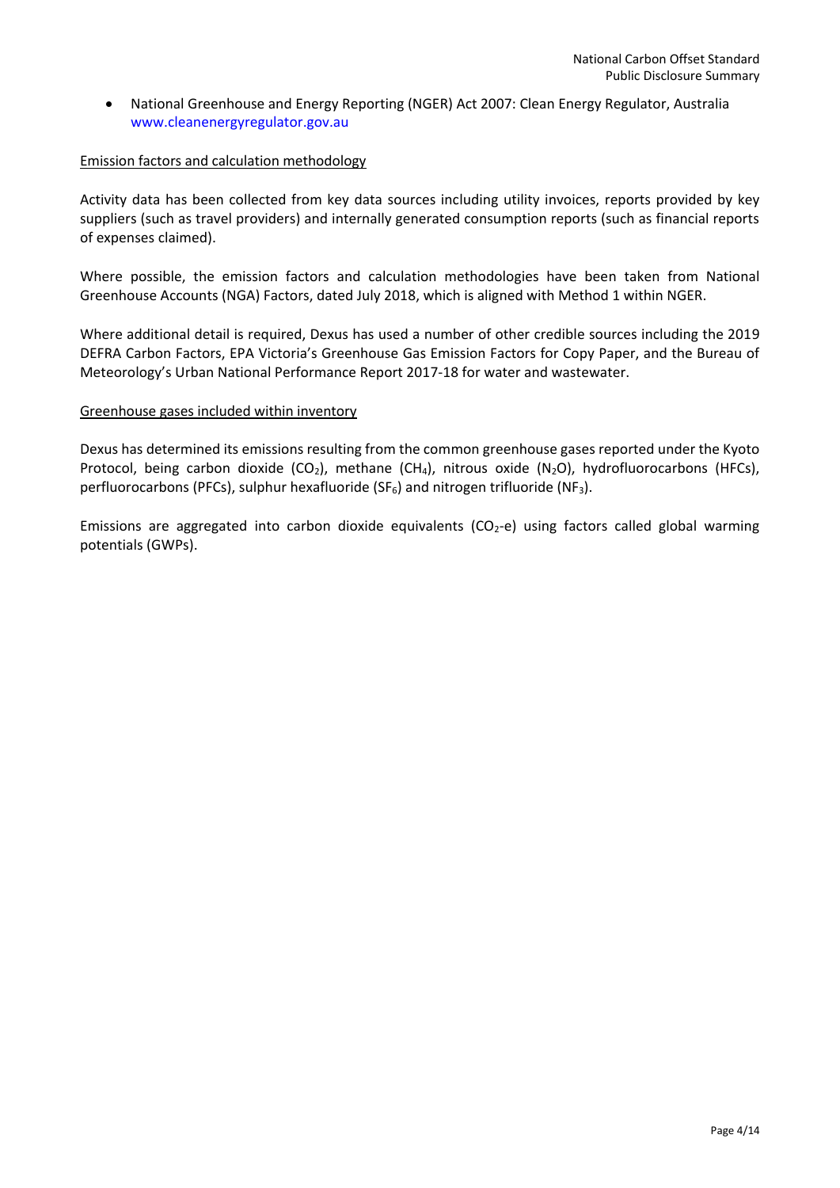- National Greenhouse and Energy Reporting (NGER) Act 2007: Clean Energy Regulator, Australia www.cleanenergyregulator.gov.au

Emission factors and calculation methodology

Activity data has been collected from key data sources including utility invoices, reports provided by key suppliers (such as travel providers) and internally generated consumption reports (such as financial reports of expenses claimed).

Where possible, the emission factors and calculation methodologies have been taken from National Greenhouse Accounts (NGA) Factors, dated July 2018, which is aligned with Method 1 within NGER.

Where additional detail is required, Dexus has used a number of other credible sources including the 2019 DEFRA Carbon Factors, EPA Victoria's Greenhouse Gas Emission Factors for Copy Paper, and the Bureau of Meteorology's Urban National Performance Report 2017-18 for water and wastewater.

Greenhouse gases included within inventory

Dexus has determined its emissions resulting from the common greenhouse gases reported under the Kyoto Protocol, being carbon dioxide ($CO_2$), methane ($CH_4$), nitrous oxide ($N_2O$), hydrofluorocarbons (HFCs), perfluorocarbons (PFCs), sulphur hexafluoride ($SF_6$) and nitrogen trifluoride ($NF_3$).

Emissions are aggregated into carbon dioxide equivalents ($CO_2$-e) using factors called global warming potentials (GWPs).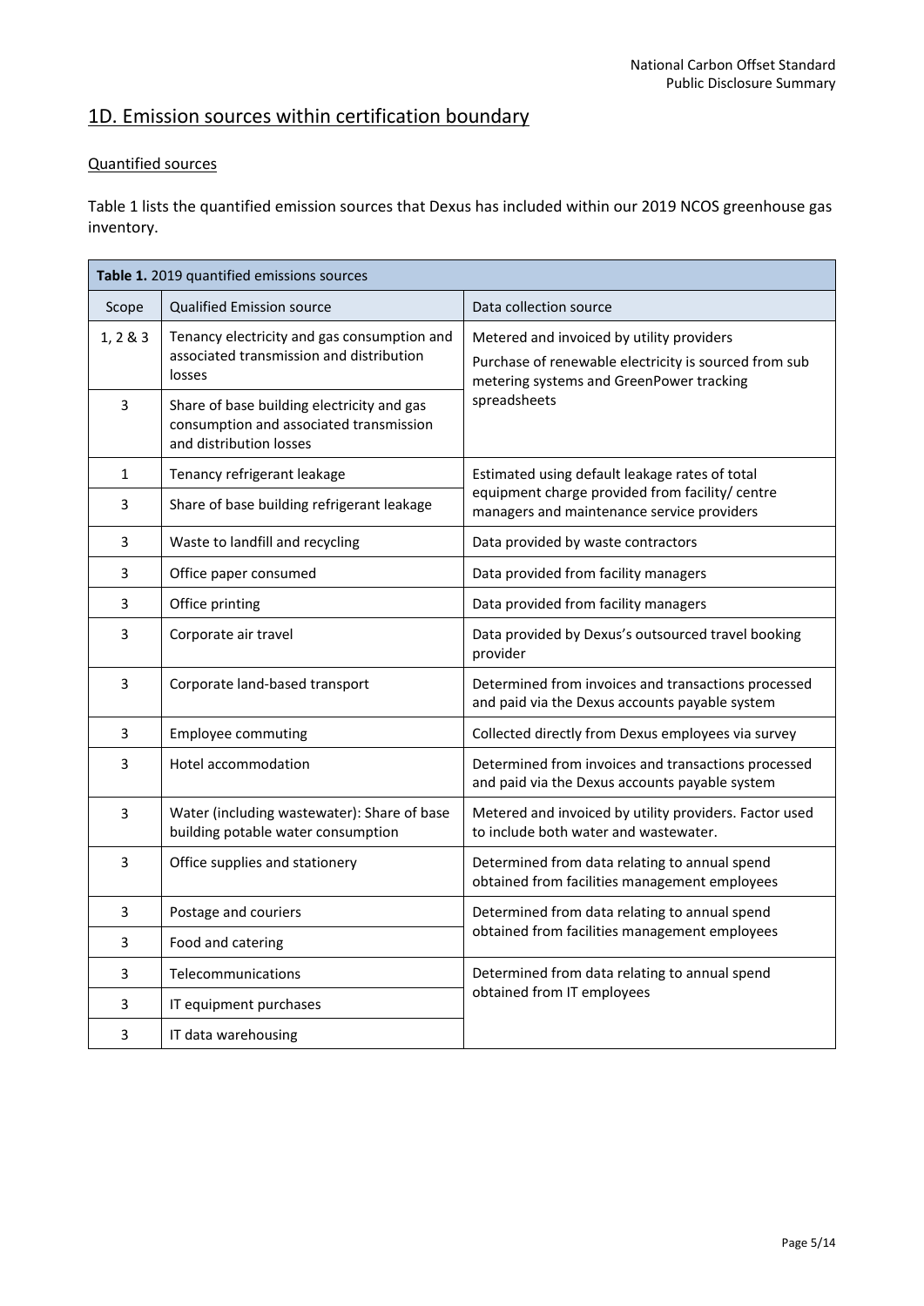## 1D. Emission sources within certification boundary

### Quantified sources

Table 1 lists the quantified emission sources that Dexus has included within our 2019 NCOS greenhouse gas inventory.

| **Table 1.** 2019 quantified emissions sources | | |
|---|---|---|
| Scope | Qualified Emission source | Data collection source |
| 1, 2 & 3 | Tenancy electricity and gas consumption and associated transmission and distribution losses | Metered and invoiced by utility providers<br>Purchase of renewable electricity is sourced from sub metering systems and GreenPower tracking spreadsheets |
| 3 | Share of base building electricity and gas consumption and associated transmission and distribution losses | |
| 1 | Tenancy refrigerant leakage | Estimated using default leakage rates of total equipment charge provided from facility/ centre managers and maintenance service providers |
| 3 | Share of base building refrigerant leakage | |
| 3 | Waste to landfill and recycling | Data provided by waste contractors |
| 3 | Office paper consumed | Data provided from facility managers |
| 3 | Office printing | Data provided from facility managers |
| 3 | Corporate air travel | Data provided by Dexus's outsourced travel booking provider |
| 3 | Corporate land-based transport | Determined from invoices and transactions processed and paid via the Dexus accounts payable system |
| 3 | Employee commuting | Collected directly from Dexus employees via survey |
| 3 | Hotel accommodation | Determined from invoices and transactions processed and paid via the Dexus accounts payable system |
| 3 | Water (including wastewater): Share of base building potable water consumption | Metered and invoiced by utility providers. Factor used to include both water and wastewater. |
| 3 | Office supplies and stationery | Determined from data relating to annual spend obtained from facilities management employees |
| 3 | Postage and couriers | Determined from data relating to annual spend obtained from facilities management employees |
| 3 | Food and catering | |
| 3 | Telecommunications | Determined from data relating to annual spend obtained from IT employees |
| 3 | IT equipment purchases | |
| 3 | IT data warehousing | |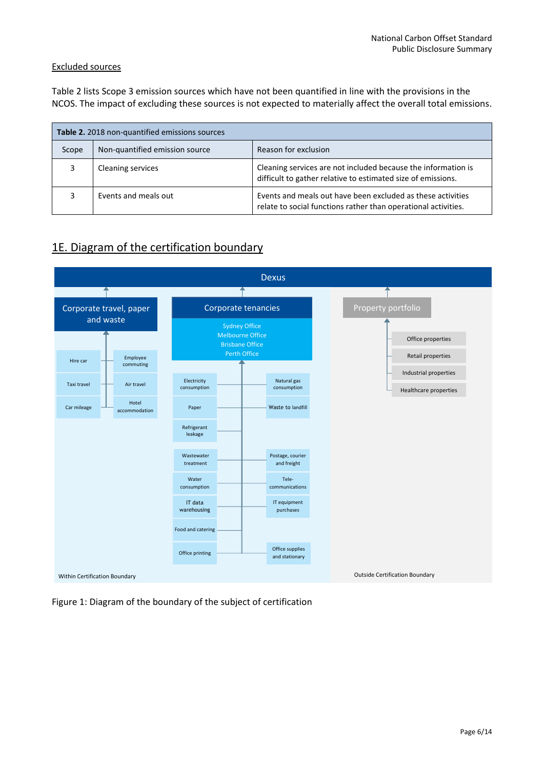Excluded sources

Table 2 lists Scope 3 emission sources which have not been quantified in line with the provisions in the NCOS. The impact of excluding these sources is not expected to materially affect the overall total emissions.

| **Table 2.** 2018 non-quantified emissions sources | | |
|---|---|---|
| Scope | Non-quantified emission source | Reason for exclusion |
| 3 | Cleaning services | Cleaning services are not included because the information is difficult to gather relative to estimated size of emissions. |
| 3 | Events and meals out | Events and meals out have been excluded as these activities relate to social functions rather than operational activities. |

## 1E. Diagram of the certification boundary

Dexus

**Within Certification Boundary**

- Corporate travel, paper and waste
  - Hire car
  - Employee commuting
  - Taxi travel
  - Air travel
  - Car mileage
  - Hotel accommodation
- Corporate tenancies (Sydney Office, Melbourne Office, Brisbane Office, Perth Office)
  - Electricity consumption
  - Natural gas consumption
  - Paper
  - Waste to landfill
  - Refrigerant leakage
  - Wastewater treatment
  - Postage, courier and freight
  - Water consumption
  - Tele-communications
  - IT data warehousing
  - IT equipment purchases
  - Food and catering
  - Office printing
  - Office supplies and stationary

**Outside Certification Boundary**

- Property portfolio
  - Office properties
  - Retail properties
  - Industrial properties
  - Healthcare properties

Figure 1: Diagram of the boundary of the subject of certification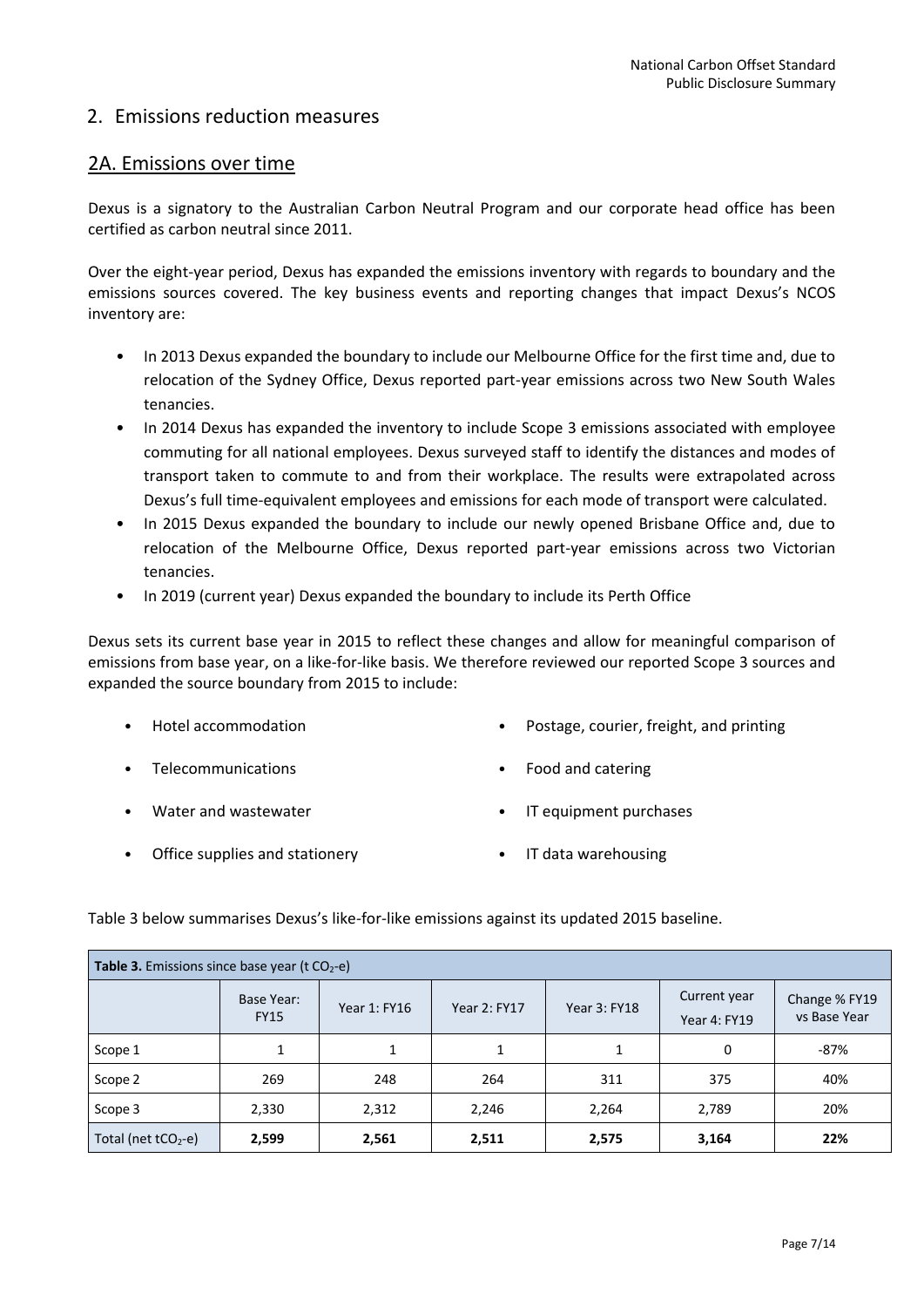## 2. Emissions reduction measures

### 2A. Emissions over time

Dexus is a signatory to the Australian Carbon Neutral Program and our corporate head office has been certified as carbon neutral since 2011.

Over the eight-year period, Dexus has expanded the emissions inventory with regards to boundary and the emissions sources covered. The key business events and reporting changes that impact Dexus's NCOS inventory are:

- In 2013 Dexus expanded the boundary to include our Melbourne Office for the first time and, due to relocation of the Sydney Office, Dexus reported part-year emissions across two New South Wales tenancies.
- In 2014 Dexus has expanded the inventory to include Scope 3 emissions associated with employee commuting for all national employees. Dexus surveyed staff to identify the distances and modes of transport taken to commute to and from their workplace. The results were extrapolated across Dexus's full time-equivalent employees and emissions for each mode of transport were calculated.
- In 2015 Dexus expanded the boundary to include our newly opened Brisbane Office and, due to relocation of the Melbourne Office, Dexus reported part-year emissions across two Victorian tenancies.
- In 2019 (current year) Dexus expanded the boundary to include its Perth Office

Dexus sets its current base year in 2015 to reflect these changes and allow for meaningful comparison of emissions from base year, on a like-for-like basis. We therefore reviewed our reported Scope 3 sources and expanded the source boundary from 2015 to include:

- Hotel accommodation
- Telecommunications
- Water and wastewater
- Office supplies and stationery
- Postage, courier, freight, and printing
- Food and catering
- IT equipment purchases
- IT data warehousing

Table 3 below summarises Dexus's like-for-like emissions against its updated 2015 baseline.

**Table 3.** Emissions since base year (t $CO_2$-e)

| | Base Year: FY15 | Year 1: FY16 | Year 2: FY17 | Year 3: FY18 | Current year Year 4: FY19 | Change % FY19 vs Base Year |
|---|---|---|---|---|---|---|
| Scope 1 | 1 | 1 | 1 | 1 | 0 | -87% |
| Scope 2 | 269 | 248 | 264 | 311 | 375 | 40% |
| Scope 3 | 2,330 | 2,312 | 2,246 | 2,264 | 2,789 | 20% |
| Total (net t$CO_2$-e) | **2,599** | **2,561** | **2,511** | **2,575** | **3,164** | **22%** |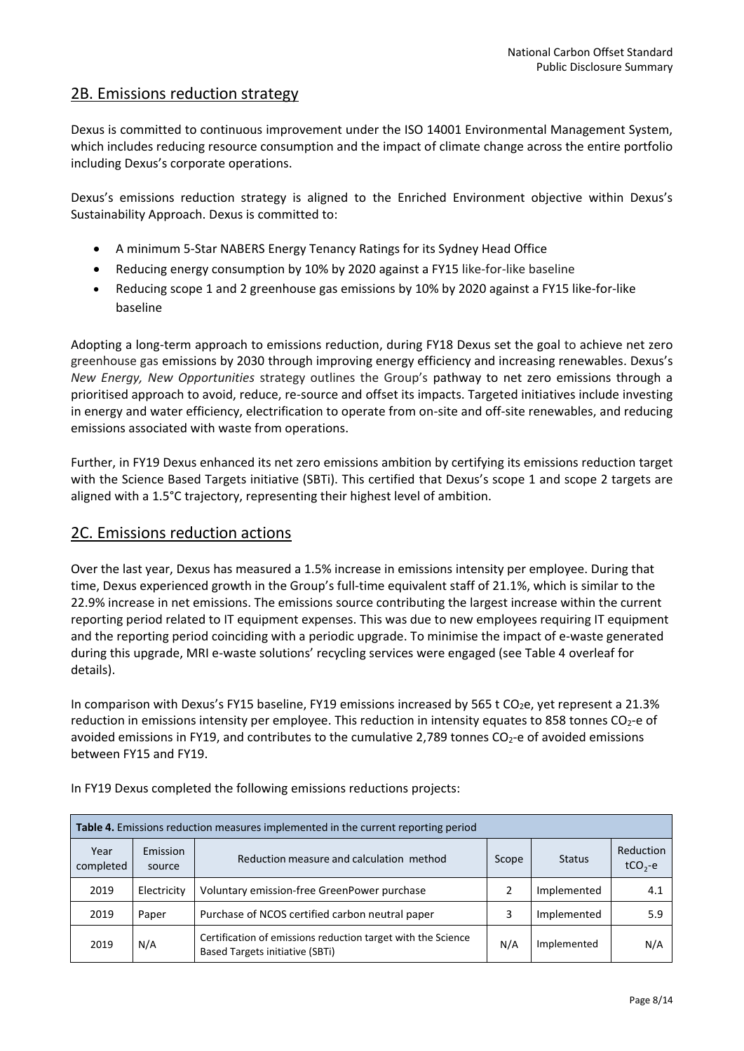## 2B. Emissions reduction strategy

Dexus is committed to continuous improvement under the ISO 14001 Environmental Management System, which includes reducing resource consumption and the impact of climate change across the entire portfolio including Dexus's corporate operations.

Dexus's emissions reduction strategy is aligned to the Enriched Environment objective within Dexus's Sustainability Approach. Dexus is committed to:

- A minimum 5-Star NABERS Energy Tenancy Ratings for its Sydney Head Office
- Reducing energy consumption by 10% by 2020 against a FY15 like-for-like baseline
- Reducing scope 1 and 2 greenhouse gas emissions by 10% by 2020 against a FY15 like-for-like baseline

Adopting a long-term approach to emissions reduction, during FY18 Dexus set the goal to achieve net zero greenhouse gas emissions by 2030 through improving energy efficiency and increasing renewables. Dexus's *New Energy, New Opportunities* strategy outlines the Group's pathway to net zero emissions through a prioritised approach to avoid, reduce, re-source and offset its impacts. Targeted initiatives include investing in energy and water efficiency, electrification to operate from on-site and off-site renewables, and reducing emissions associated with waste from operations.

Further, in FY19 Dexus enhanced its net zero emissions ambition by certifying its emissions reduction target with the Science Based Targets initiative (SBTi). This certified that Dexus's scope 1 and scope 2 targets are aligned with a 1.5°C trajectory, representing their highest level of ambition.

## 2C. Emissions reduction actions

Over the last year, Dexus has measured a 1.5% increase in emissions intensity per employee. During that time, Dexus experienced growth in the Group's full-time equivalent staff of 21.1%, which is similar to the 22.9% increase in net emissions. The emissions source contributing the largest increase within the current reporting period related to IT equipment expenses. This was due to new employees requiring IT equipment and the reporting period coinciding with a periodic upgrade. To minimise the impact of e-waste generated during this upgrade, MRI e-waste solutions' recycling services were engaged (see Table 4 overleaf for details).

In comparison with Dexus's FY15 baseline, FY19 emissions increased by 565 t $CO_2$e, yet represent a 21.3% reduction in emissions intensity per employee. This reduction in intensity equates to 858 tonnes $CO_2$-e of avoided emissions in FY19, and contributes to the cumulative 2,789 tonnes $CO_2$-e of avoided emissions between FY15 and FY19.

In FY19 Dexus completed the following emissions reductions projects:

**Table 4.** Emissions reduction measures implemented in the current reporting period

| Year completed | Emission source | Reduction measure and calculation method | Scope | Status | Reduction $tCO_2$-e |
|---|---|---|---|---|---|
| 2019 | Electricity | Voluntary emission-free GreenPower purchase | 2 | Implemented | 4.1 |
| 2019 | Paper | Purchase of NCOS certified carbon neutral paper | 3 | Implemented | 5.9 |
| 2019 | N/A | Certification of emissions reduction target with the Science Based Targets initiative (SBTi) | N/A | Implemented | N/A |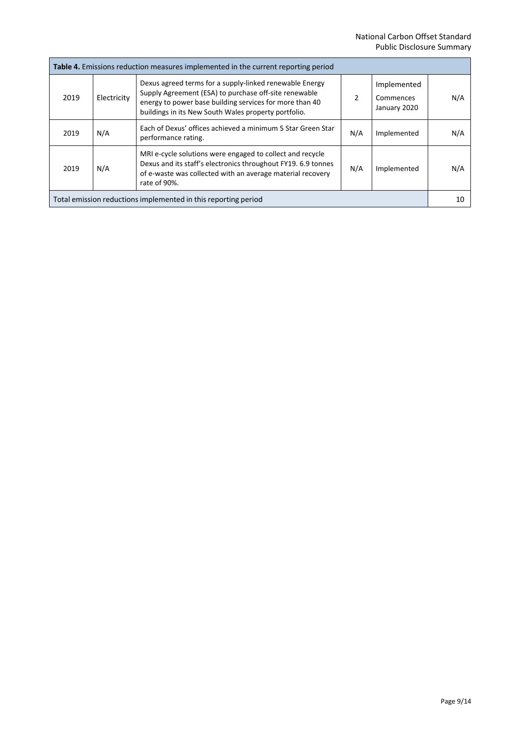| **Table 4.** Emissions reduction measures implemented in the current reporting period | | | | | |
|---|---|---|---|---|---|
| 2019 | Electricity | Dexus agreed terms for a supply-linked renewable Energy Supply Agreement (ESA) to purchase off-site renewable energy to power base building services for more than 40 buildings in its New South Wales property portfolio. | 2 | Implemented Commences January 2020 | N/A |
| 2019 | N/A | Each of Dexus' offices achieved a minimum 5 Star Green Star performance rating. | N/A | Implemented | N/A |
| 2019 | N/A | MRI e-cycle solutions were engaged to collect and recycle Dexus and its staff's electronics throughout FY19. 6.9 tonnes of e-waste was collected with an average material recovery rate of 90%. | N/A | Implemented | N/A |
| Total emission reductions implemented in this reporting period | | | | | 10 |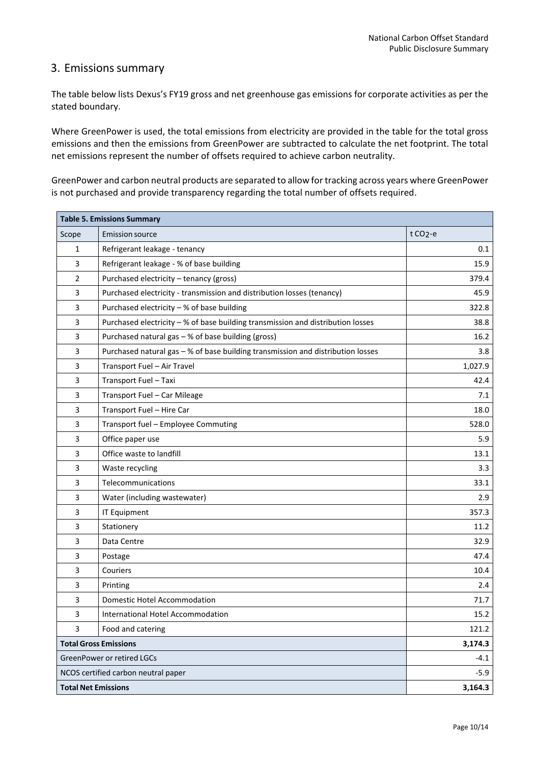## 3. Emissions summary

The table below lists Dexus's FY19 gross and net greenhouse gas emissions for corporate activities as per the stated boundary.

Where GreenPower is used, the total emissions from electricity are provided in the table for the total gross emissions and then the emissions from GreenPower are subtracted to calculate the net footprint. The total net emissions represent the number of offsets required to achieve carbon neutrality.

GreenPower and carbon neutral products are separated to allow for tracking across years where GreenPower is not purchased and provide transparency regarding the total number of offsets required.

| **Table 5. Emissions Summary** | | |
|---|---|---|
| Scope | Emission source | t $CO_2$-e |
| 1 | Refrigerant leakage - tenancy | 0.1 |
| 3 | Refrigerant leakage - % of base building | 15.9 |
| 2 | Purchased electricity – tenancy (gross) | 379.4 |
| 3 | Purchased electricity - transmission and distribution losses (tenancy) | 45.9 |
| 3 | Purchased electricity – % of base building | 322.8 |
| 3 | Purchased electricity – % of base building transmission and distribution losses | 38.8 |
| 3 | Purchased natural gas – % of base building (gross) | 16.2 |
| 3 | Purchased natural gas – % of base building transmission and distribution losses | 3.8 |
| 3 | Transport Fuel – Air Travel | 1,027.9 |
| 3 | Transport Fuel – Taxi | 42.4 |
| 3 | Transport Fuel – Car Mileage | 7.1 |
| 3 | Transport Fuel – Hire Car | 18.0 |
| 3 | Transport fuel – Employee Commuting | 528.0 |
| 3 | Office paper use | 5.9 |
| 3 | Office waste to landfill | 13.1 |
| 3 | Waste recycling | 3.3 |
| 3 | Telecommunications | 33.1 |
| 3 | Water (including wastewater) | 2.9 |
| 3 | IT Equipment | 357.3 |
| 3 | Stationery | 11.2 |
| 3 | Data Centre | 32.9 |
| 3 | Postage | 47.4 |
| 3 | Couriers | 10.4 |
| 3 | Printing | 2.4 |
| 3 | Domestic Hotel Accommodation | 71.7 |
| 3 | International Hotel Accommodation | 15.2 |
| 3 | Food and catering | 121.2 |
| **Total Gross Emissions** | | **3,174.3** |
| GreenPower or retired LGCs | | -4.1 |
| NCOS certified carbon neutral paper | | -5.9 |
| **Total Net Emissions** | | **3,164.3** |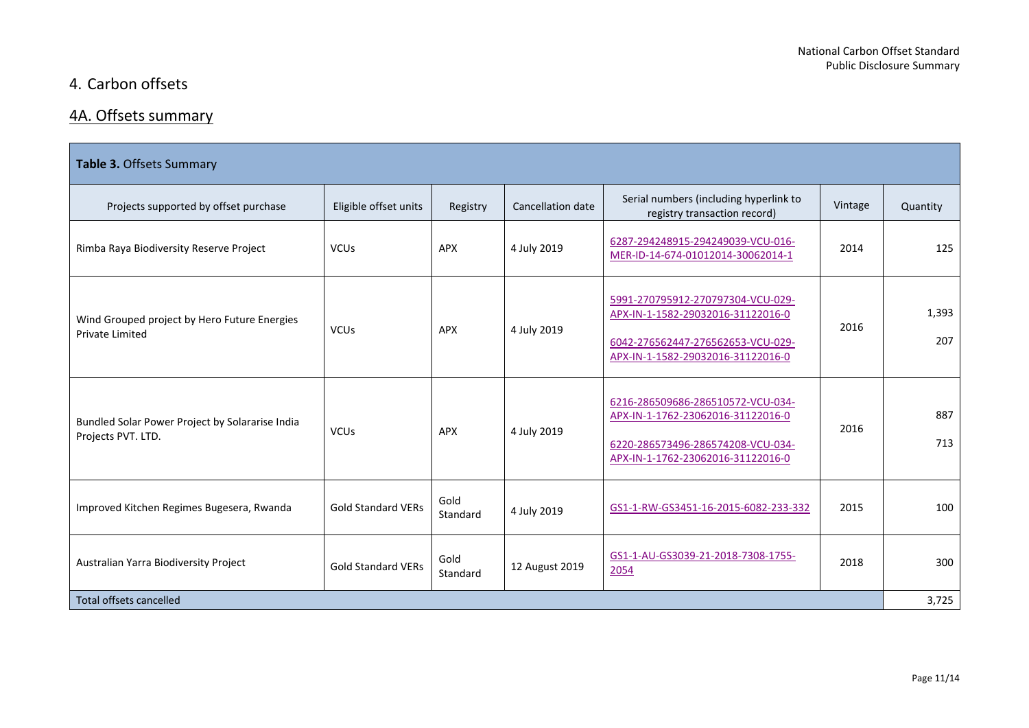# 4. Carbon offsets

## 4A. Offsets summary

| Table 3. Offsets Summary | | | | | | |
|---|---|---|---|---|---|---|
| Projects supported by offset purchase | Eligible offset units | Registry | Cancellation date | Serial numbers (including hyperlink to registry transaction record) | Vintage | Quantity |
| Rimba Raya Biodiversity Reserve Project | VCUs | APX | 4 July 2019 | 6287-294248915-294249039-VCU-016-MER-ID-14-674-01012014-30062014-1 | 2014 | 125 |
| Wind Grouped project by Hero Future Energies Private Limited | VCUs | APX | 4 July 2019 | 5991-270795912-270797304-VCU-029-APX-IN-1-1582-29032016-31122016-0<br><br>6042-276562447-276562653-VCU-029-APX-IN-1-1582-29032016-31122016-0 | 2016 | 1,393<br><br>207 |
| Bundled Solar Power Project by Solararise India Projects PVT. LTD. | VCUs | APX | 4 July 2019 | 6216-286509686-286510572-VCU-034-APX-IN-1-1762-23062016-31122016-0<br><br>6220-286573496-286574208-VCU-034-APX-IN-1-1762-23062016-31122016-0 | 2016 | 887<br><br>713 |
| Improved Kitchen Regimes Bugesera, Rwanda | Gold Standard VERs | Gold Standard | 4 July 2019 | GS1-1-RW-GS3451-16-2015-6082-233-332 | 2015 | 100 |
| Australian Yarra Biodiversity Project | Gold Standard VERs | Gold Standard | 12 August 2019 | GS1-1-AU-GS3039-21-2018-7308-1755-2054 | 2018 | 300 |
| Total offsets cancelled | | | | | | 3,725 |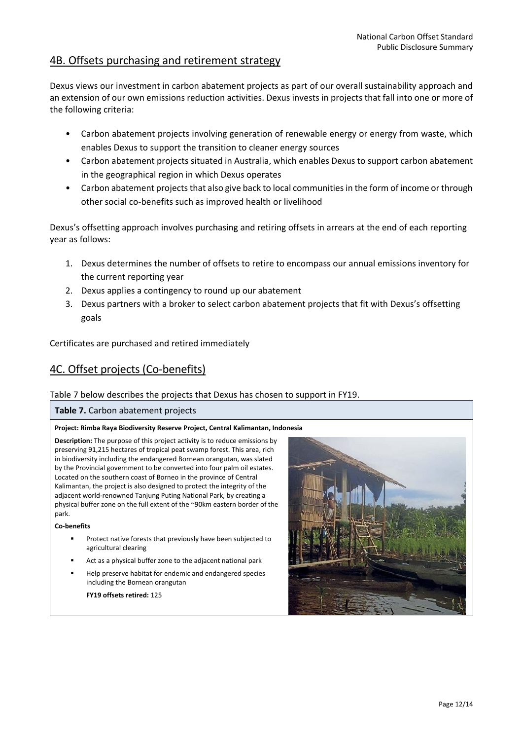## 4B. Offsets purchasing and retirement strategy

Dexus views our investment in carbon abatement projects as part of our overall sustainability approach and an extension of our own emissions reduction activities. Dexus invests in projects that fall into one or more of the following criteria:

- Carbon abatement projects involving generation of renewable energy or energy from waste, which enables Dexus to support the transition to cleaner energy sources
- Carbon abatement projects situated in Australia, which enables Dexus to support carbon abatement in the geographical region in which Dexus operates
- Carbon abatement projects that also give back to local communities in the form of income or through other social co-benefits such as improved health or livelihood

Dexus's offsetting approach involves purchasing and retiring offsets in arrears at the end of each reporting year as follows:

1. Dexus determines the number of offsets to retire to encompass our annual emissions inventory for the current reporting year
2. Dexus applies a contingency to round up our abatement
3. Dexus partners with a broker to select carbon abatement projects that fit with Dexus's offsetting goals

Certificates are purchased and retired immediately

## 4C. Offset projects (Co-benefits)

Table 7 below describes the projects that Dexus has chosen to support in FY19.

**Table 7.** Carbon abatement projects

**Project: Rimba Raya Biodiversity Reserve Project, Central Kalimantan, Indonesia**

**Description:** The purpose of this project activity is to reduce emissions by preserving 91,215 hectares of tropical peat swamp forest. This area, rich in biodiversity including the endangered Bornean orangutan, was slated by the Provincial government to be converted into four palm oil estates. Located on the southern coast of Borneo in the province of Central Kalimantan, the project is also designed to protect the integrity of the adjacent world-renowned Tanjung Puting National Park, by creating a physical buffer zone on the full extent of the ~90km eastern border of the park.

**Co-benefits**

- Protect native forests that previously have been subjected to agricultural clearing
- Act as a physical buffer zone to the adjacent national park
- Help preserve habitat for endemic and endangered species including the Bornean orangutan

**FY19 offsets retired:** 125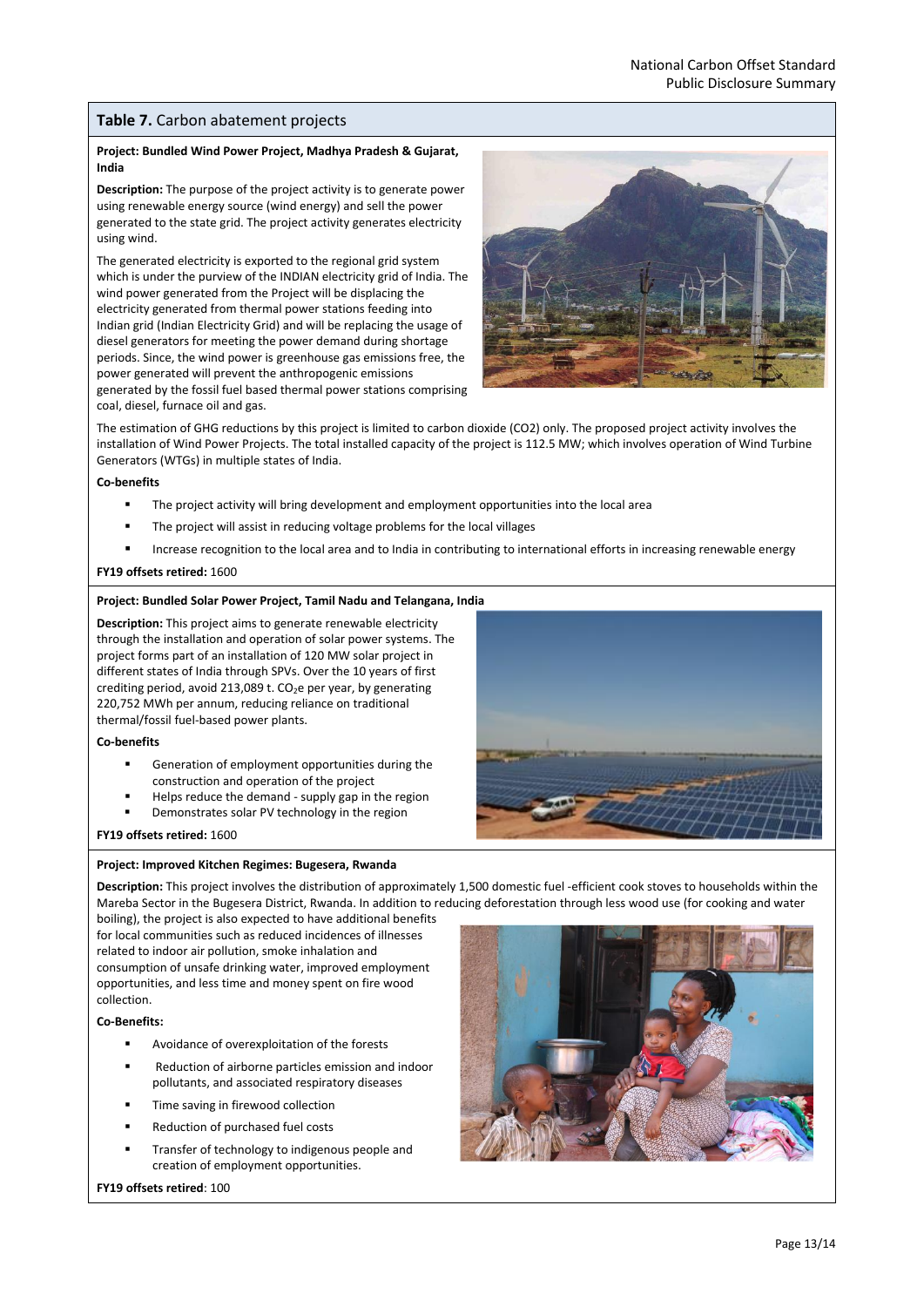**Table 7.** Carbon abatement projects

**Project: Bundled Wind Power Project, Madhya Pradesh & Gujarat, India**

**Description:** The purpose of the project activity is to generate power using renewable energy source (wind energy) and sell the power generated to the state grid. The project activity generates electricity using wind.

The generated electricity is exported to the regional grid system which is under the purview of the INDIAN electricity grid of India. The wind power generated from the Project will be displacing the electricity generated from thermal power stations feeding into Indian grid (Indian Electricity Grid) and will be replacing the usage of diesel generators for meeting the power demand during shortage periods. Since, the wind power is greenhouse gas emissions free, the power generated will prevent the anthropogenic emissions generated by the fossil fuel based thermal power stations comprising coal, diesel, furnace oil and gas.

The estimation of GHG reductions by this project is limited to carbon dioxide (CO2) only. The proposed project activity involves the installation of Wind Power Projects. The total installed capacity of the project is 112.5 MW; which involves operation of Wind Turbine Generators (WTGs) in multiple states of India.

**Co-benefits**

- The project activity will bring development and employment opportunities into the local area
- The project will assist in reducing voltage problems for the local villages
- Increase recognition to the local area and to India in contributing to international efforts in increasing renewable energy

**FY19 offsets retired:** 1600

**Project: Bundled Solar Power Project, Tamil Nadu and Telangana, India**

**Description:** This project aims to generate renewable electricity through the installation and operation of solar power systems. The project forms part of an installation of 120 MW solar project in different states of India through SPVs. Over the 10 years of first crediting period, avoid 213,089 t. $CO_2e$ per year, by generating 220,752 MWh per annum, reducing reliance on traditional thermal/fossil fuel-based power plants.

**Co-benefits**

- Generation of employment opportunities during the construction and operation of the project
- Helps reduce the demand - supply gap in the region
- Demonstrates solar PV technology in the region

**FY19 offsets retired:** 1600

**Project: Improved Kitchen Regimes: Bugesera, Rwanda**

**Description:** This project involves the distribution of approximately 1,500 domestic fuel -efficient cook stoves to households within the Mareba Sector in the Bugesera District, Rwanda. In addition to reducing deforestation through less wood use (for cooking and water boiling), the project is also expected to have additional benefits for local communities such as reduced incidences of illnesses related to indoor air pollution, smoke inhalation and consumption of unsafe drinking water, improved employment opportunities, and less time and money spent on fire wood collection.

**Co-Benefits:**

- Avoidance of overexploitation of the forests
- Reduction of airborne particles emission and indoor pollutants, and associated respiratory diseases
- Time saving in firewood collection
- Reduction of purchased fuel costs
- Transfer of technology to indigenous people and creation of employment opportunities.

**FY19 offsets retired**: 100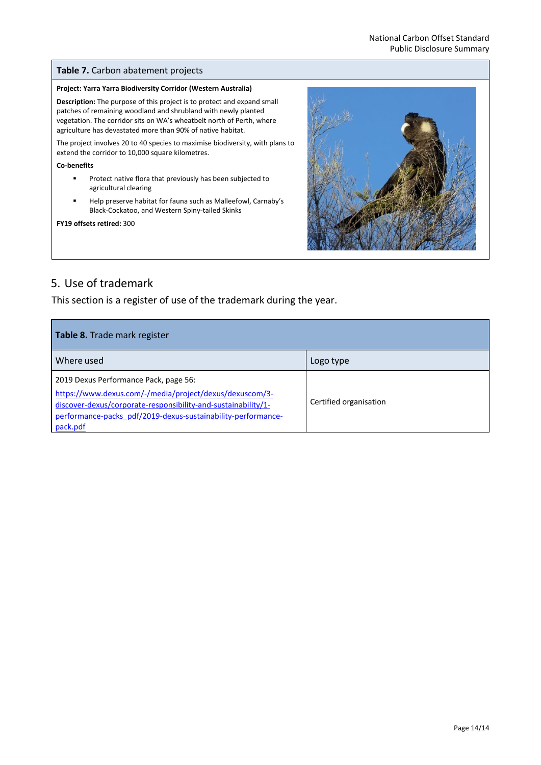**Table 7.** Carbon abatement projects

**Project: Yarra Yarra Biodiversity Corridor (Western Australia)**

**Description:** The purpose of this project is to protect and expand small patches of remaining woodland and shrubland with newly planted vegetation. The corridor sits on WA's wheatbelt north of Perth, where agriculture has devastated more than 90% of native habitat.

The project involves 20 to 40 species to maximise biodiversity, with plans to extend the corridor to 10,000 square kilometres.

**Co-benefits**

- Protect native flora that previously has been subjected to agricultural clearing
- Help preserve habitat for fauna such as Malleefowl, Carnaby's Black-Cockatoo, and Western Spiny-tailed Skinks

**FY19 offsets retired:** 300

## 5. Use of trademark

This section is a register of use of the trademark during the year.

**Table 8.** Trade mark register

| Where used | Logo type |
|---|---|
| 2019 Dexus Performance Pack, page 56: https://www.dexus.com/-/media/project/dexus/dexuscom/3-discover-dexus/corporate-responsibility-and-sustainability/1-performance-packs_pdf/2019-dexus-sustainability-performance-pack.pdf | Certified organisation |